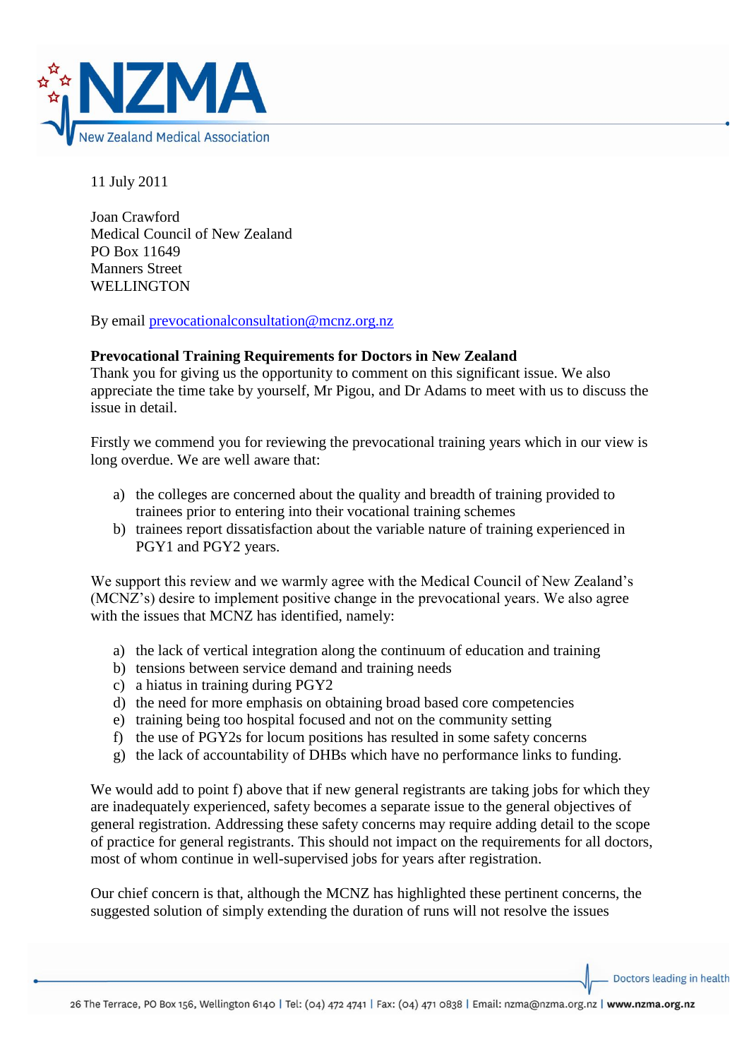11 July 2011

Joan Crawford
Medical Council of New Zealand
PO Box 11649
Manners Street
WELLINGTON

By email prevocationalconsultation@mcnz.org.nz

**Prevocational Training Requirements for Doctors in New Zealand**

Thank you for giving us the opportunity to comment on this significant issue. We also appreciate the time take by yourself, Mr Pigou, and Dr Adams to meet with us to discuss the issue in detail.

Firstly we commend you for reviewing the prevocational training years which in our view is long overdue. We are well aware that:

a) the colleges are concerned about the quality and breadth of training provided to trainees prior to entering into their vocational training schemes
b) trainees report dissatisfaction about the variable nature of training experienced in PGY1 and PGY2 years.

We support this review and we warmly agree with the Medical Council of New Zealand's (MCNZ's) desire to implement positive change in the prevocational years. We also agree with the issues that MCNZ has identified, namely:

a) the lack of vertical integration along the continuum of education and training
b) tensions between service demand and training needs
c) a hiatus in training during PGY2
d) the need for more emphasis on obtaining broad based core competencies
e) training being too hospital focused and not on the community setting
f) the use of PGY2s for locum positions has resulted in some safety concerns
g) the lack of accountability of DHBs which have no performance links to funding.

We would add to point f) above that if new general registrants are taking jobs for which they are inadequately experienced, safety becomes a separate issue to the general objectives of general registration. Addressing these safety concerns may require adding detail to the scope of practice for general registrants. This should not impact on the requirements for all doctors, most of whom continue in well-supervised jobs for years after registration.

Our chief concern is that, although the MCNZ has highlighted these pertinent concerns, the suggested solution of simply extending the duration of runs will not resolve the issues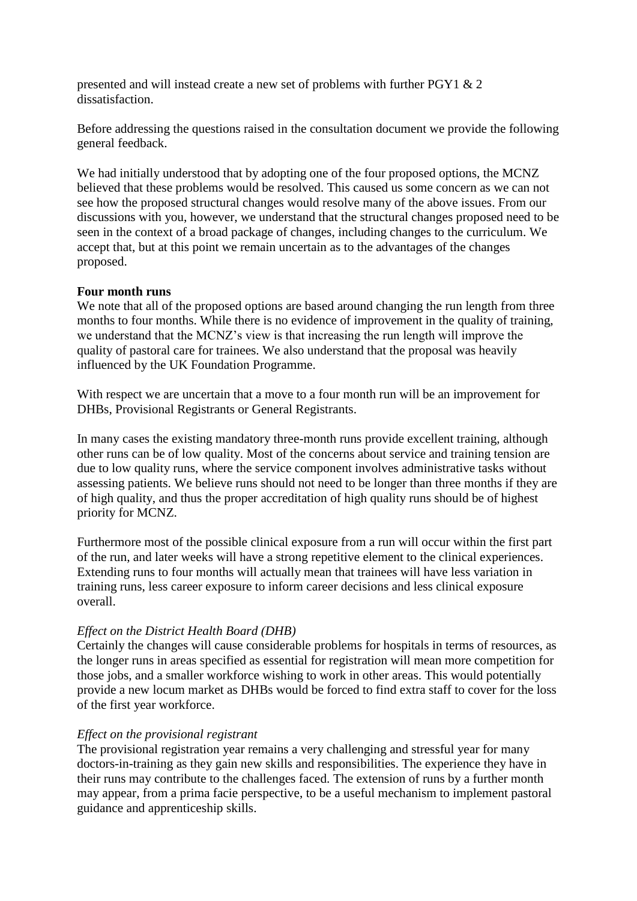presented and will instead create a new set of problems with further PGY1 & 2 dissatisfaction.

Before addressing the questions raised in the consultation document we provide the following general feedback.

We had initially understood that by adopting one of the four proposed options, the MCNZ believed that these problems would be resolved. This caused us some concern as we can not see how the proposed structural changes would resolve many of the above issues. From our discussions with you, however, we understand that the structural changes proposed need to be seen in the context of a broad package of changes, including changes to the curriculum. We accept that, but at this point we remain uncertain as to the advantages of the changes proposed.

**Four month runs**

We note that all of the proposed options are based around changing the run length from three months to four months. While there is no evidence of improvement in the quality of training, we understand that the MCNZ's view is that increasing the run length will improve the quality of pastoral care for trainees. We also understand that the proposal was heavily influenced by the UK Foundation Programme.

With respect we are uncertain that a move to a four month run will be an improvement for DHBs, Provisional Registrants or General Registrants.

In many cases the existing mandatory three-month runs provide excellent training, although other runs can be of low quality. Most of the concerns about service and training tension are due to low quality runs, where the service component involves administrative tasks without assessing patients. We believe runs should not need to be longer than three months if they are of high quality, and thus the proper accreditation of high quality runs should be of highest priority for MCNZ.

Furthermore most of the possible clinical exposure from a run will occur within the first part of the run, and later weeks will have a strong repetitive element to the clinical experiences. Extending runs to four months will actually mean that trainees will have less variation in training runs, less career exposure to inform career decisions and less clinical exposure overall.

*Effect on the District Health Board (DHB)*

Certainly the changes will cause considerable problems for hospitals in terms of resources, as the longer runs in areas specified as essential for registration will mean more competition for those jobs, and a smaller workforce wishing to work in other areas. This would potentially provide a new locum market as DHBs would be forced to find extra staff to cover for the loss of the first year workforce.

*Effect on the provisional registrant*

The provisional registration year remains a very challenging and stressful year for many doctors-in-training as they gain new skills and responsibilities. The experience they have in their runs may contribute to the challenges faced. The extension of runs by a further month may appear, from a prima facie perspective, to be a useful mechanism to implement pastoral guidance and apprenticeship skills.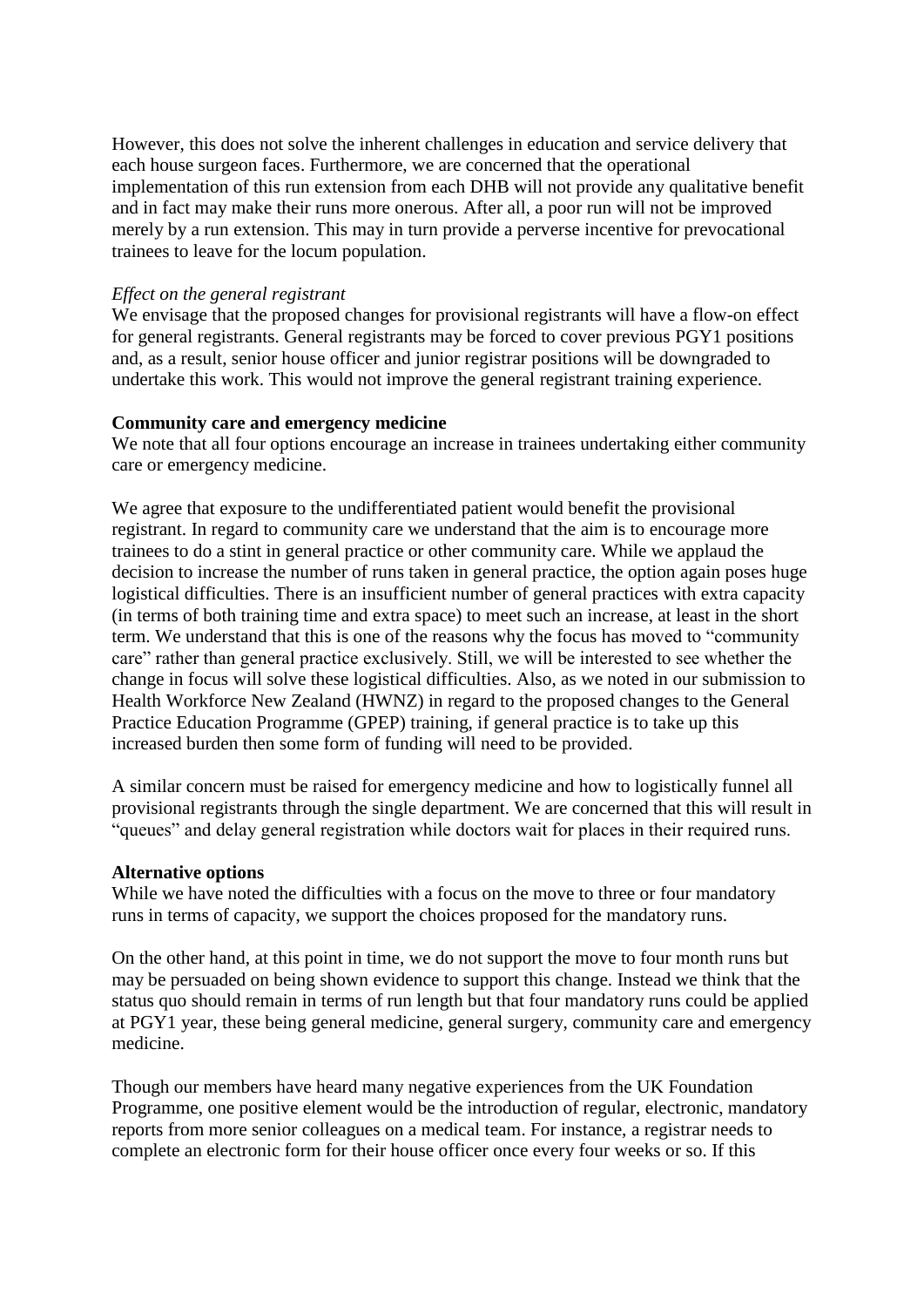However, this does not solve the inherent challenges in education and service delivery that each house surgeon faces. Furthermore, we are concerned that the operational implementation of this run extension from each DHB will not provide any qualitative benefit and in fact may make their runs more onerous. After all, a poor run will not be improved merely by a run extension. This may in turn provide a perverse incentive for prevocational trainees to leave for the locum population.

*Effect on the general registrant*

We envisage that the proposed changes for provisional registrants will have a flow-on effect for general registrants. General registrants may be forced to cover previous PGY1 positions and, as a result, senior house officer and junior registrar positions will be downgraded to undertake this work. This would not improve the general registrant training experience.

**Community care and emergency medicine**

We note that all four options encourage an increase in trainees undertaking either community care or emergency medicine.

We agree that exposure to the undifferentiated patient would benefit the provisional registrant. In regard to community care we understand that the aim is to encourage more trainees to do a stint in general practice or other community care. While we applaud the decision to increase the number of runs taken in general practice, the option again poses huge logistical difficulties. There is an insufficient number of general practices with extra capacity (in terms of both training time and extra space) to meet such an increase, at least in the short term. We understand that this is one of the reasons why the focus has moved to "community care" rather than general practice exclusively. Still, we will be interested to see whether the change in focus will solve these logistical difficulties. Also, as we noted in our submission to Health Workforce New Zealand (HWNZ) in regard to the proposed changes to the General Practice Education Programme (GPEP) training, if general practice is to take up this increased burden then some form of funding will need to be provided.

A similar concern must be raised for emergency medicine and how to logistically funnel all provisional registrants through the single department. We are concerned that this will result in "queues" and delay general registration while doctors wait for places in their required runs.

**Alternative options**

While we have noted the difficulties with a focus on the move to three or four mandatory runs in terms of capacity, we support the choices proposed for the mandatory runs.

On the other hand, at this point in time, we do not support the move to four month runs but may be persuaded on being shown evidence to support this change. Instead we think that the status quo should remain in terms of run length but that four mandatory runs could be applied at PGY1 year, these being general medicine, general surgery, community care and emergency medicine.

Though our members have heard many negative experiences from the UK Foundation Programme, one positive element would be the introduction of regular, electronic, mandatory reports from more senior colleagues on a medical team. For instance, a registrar needs to complete an electronic form for their house officer once every four weeks or so. If this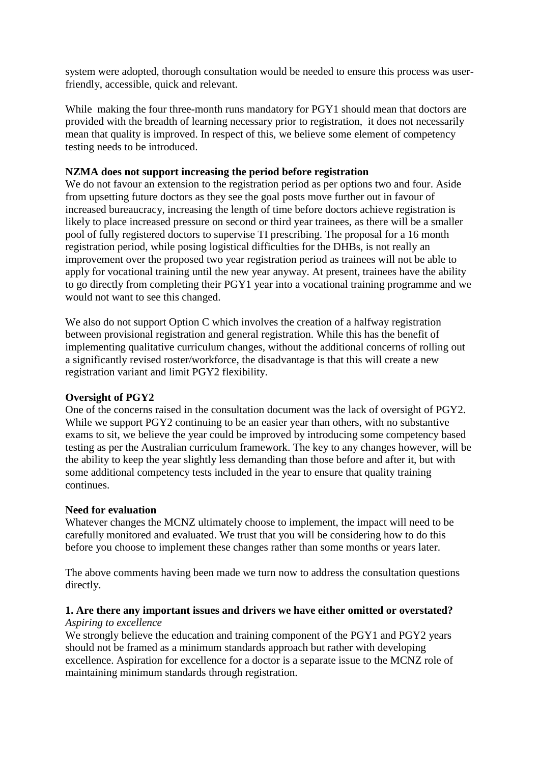system were adopted, thorough consultation would be needed to ensure this process was user-friendly, accessible, quick and relevant.

While making the four three-month runs mandatory for PGY1 should mean that doctors are provided with the breadth of learning necessary prior to registration, it does not necessarily mean that quality is improved. In respect of this, we believe some element of competency testing needs to be introduced.

**NZMA does not support increasing the period before registration**

We do not favour an extension to the registration period as per options two and four. Aside from upsetting future doctors as they see the goal posts move further out in favour of increased bureaucracy, increasing the length of time before doctors achieve registration is likely to place increased pressure on second or third year trainees, as there will be a smaller pool of fully registered doctors to supervise TI prescribing. The proposal for a 16 month registration period, while posing logistical difficulties for the DHBs, is not really an improvement over the proposed two year registration period as trainees will not be able to apply for vocational training until the new year anyway. At present, trainees have the ability to go directly from completing their PGY1 year into a vocational training programme and we would not want to see this changed.

We also do not support Option C which involves the creation of a halfway registration between provisional registration and general registration. While this has the benefit of implementing qualitative curriculum changes, without the additional concerns of rolling out a significantly revised roster/workforce, the disadvantage is that this will create a new registration variant and limit PGY2 flexibility.

**Oversight of PGY2**

One of the concerns raised in the consultation document was the lack of oversight of PGY2. While we support PGY2 continuing to be an easier year than others, with no substantive exams to sit, we believe the year could be improved by introducing some competency based testing as per the Australian curriculum framework. The key to any changes however, will be the ability to keep the year slightly less demanding than those before and after it, but with some additional competency tests included in the year to ensure that quality training continues.

**Need for evaluation**

Whatever changes the MCNZ ultimately choose to implement, the impact will need to be carefully monitored and evaluated. We trust that you will be considering how to do this before you choose to implement these changes rather than some months or years later.

The above comments having been made we turn now to address the consultation questions directly.

**1. Are there any important issues and drivers we have either omitted or overstated?**

*Aspiring to excellence*

We strongly believe the education and training component of the PGY1 and PGY2 years should not be framed as a minimum standards approach but rather with developing excellence. Aspiration for excellence for a doctor is a separate issue to the MCNZ role of maintaining minimum standards through registration.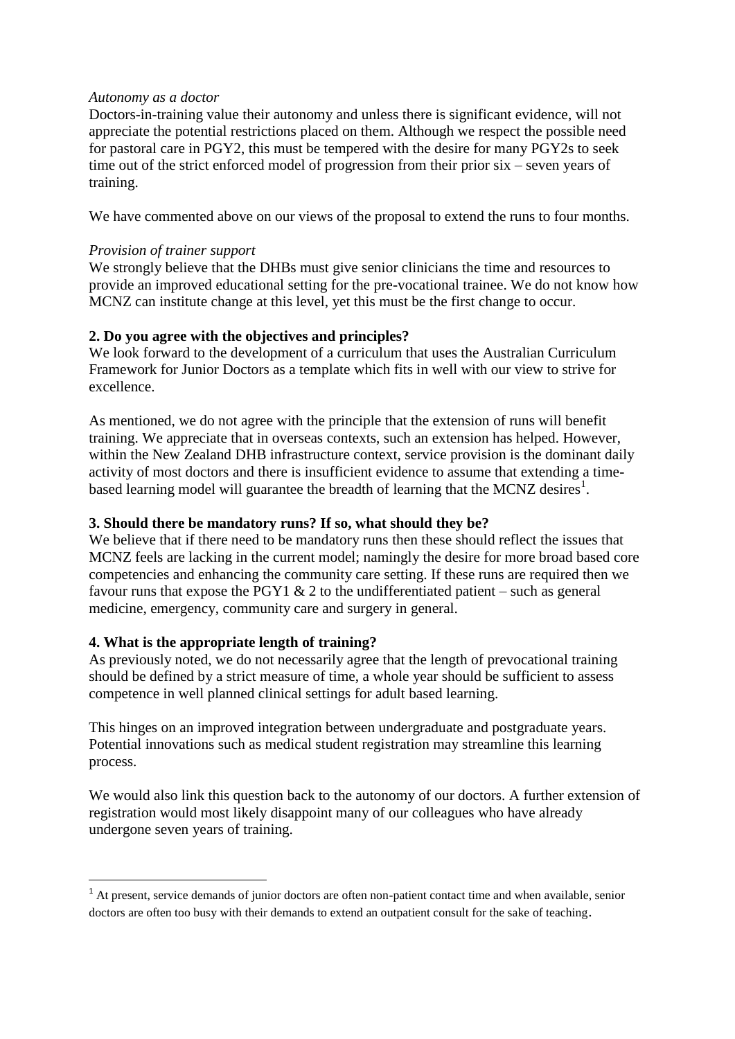*Autonomy as a doctor*

Doctors-in-training value their autonomy and unless there is significant evidence, will not appreciate the potential restrictions placed on them. Although we respect the possible need for pastoral care in PGY2, this must be tempered with the desire for many PGY2s to seek time out of the strict enforced model of progression from their prior six – seven years of training.

We have commented above on our views of the proposal to extend the runs to four months.

*Provision of trainer support*

We strongly believe that the DHBs must give senior clinicians the time and resources to provide an improved educational setting for the pre-vocational trainee. We do not know how MCNZ can institute change at this level, yet this must be the first change to occur.

**2. Do you agree with the objectives and principles?**

We look forward to the development of a curriculum that uses the Australian Curriculum Framework for Junior Doctors as a template which fits in well with our view to strive for excellence.

As mentioned, we do not agree with the principle that the extension of runs will benefit training. We appreciate that in overseas contexts, such an extension has helped. However, within the New Zealand DHB infrastructure context, service provision is the dominant daily activity of most doctors and there is insufficient evidence to assume that extending a time-based learning model will guarantee the breadth of learning that the MCNZ desires[1].

**3. Should there be mandatory runs? If so, what should they be?**

We believe that if there need to be mandatory runs then these should reflect the issues that MCNZ feels are lacking in the current model; namingly the desire for more broad based core competencies and enhancing the community care setting. If these runs are required then we favour runs that expose the PGY1 & 2 to the undifferentiated patient – such as general medicine, emergency, community care and surgery in general.

**4. What is the appropriate length of training?**

As previously noted, we do not necessarily agree that the length of prevocational training should be defined by a strict measure of time, a whole year should be sufficient to assess competence in well planned clinical settings for adult based learning.

This hinges on an improved integration between undergraduate and postgraduate years. Potential innovations such as medical student registration may streamline this learning process.

We would also link this question back to the autonomy of our doctors. A further extension of registration would most likely disappoint many of our colleagues who have already undergone seven years of training.

---

[1] At present, service demands of junior doctors are often non-patient contact time and when available, senior doctors are often too busy with their demands to extend an outpatient consult for the sake of teaching.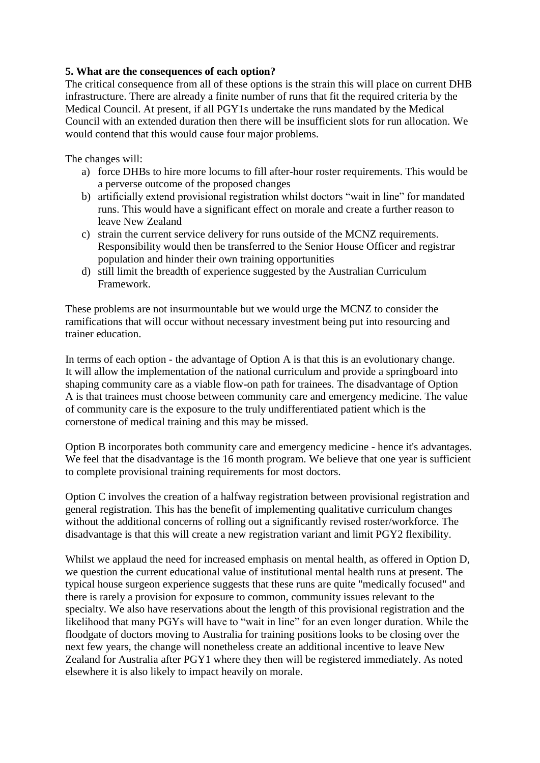**5. What are the consequences of each option?**

The critical consequence from all of these options is the strain this will place on current DHB infrastructure. There are already a finite number of runs that fit the required criteria by the Medical Council. At present, if all PGY1s undertake the runs mandated by the Medical Council with an extended duration then there will be insufficient slots for run allocation. We would contend that this would cause four major problems.

The changes will:

a) force DHBs to hire more locums to fill after-hour roster requirements. This would be a perverse outcome of the proposed changes
b) artificially extend provisional registration whilst doctors "wait in line" for mandated runs. This would have a significant effect on morale and create a further reason to leave New Zealand
c) strain the current service delivery for runs outside of the MCNZ requirements. Responsibility would then be transferred to the Senior House Officer and registrar population and hinder their own training opportunities
d) still limit the breadth of experience suggested by the Australian Curriculum Framework.

These problems are not insurmountable but we would urge the MCNZ to consider the ramifications that will occur without necessary investment being put into resourcing and trainer education.

In terms of each option - the advantage of Option A is that this is an evolutionary change. It will allow the implementation of the national curriculum and provide a springboard into shaping community care as a viable flow-on path for trainees. The disadvantage of Option A is that trainees must choose between community care and emergency medicine. The value of community care is the exposure to the truly undifferentiated patient which is the cornerstone of medical training and this may be missed.

Option B incorporates both community care and emergency medicine - hence it's advantages. We feel that the disadvantage is the 16 month program. We believe that one year is sufficient to complete provisional training requirements for most doctors.

Option C involves the creation of a halfway registration between provisional registration and general registration. This has the benefit of implementing qualitative curriculum changes without the additional concerns of rolling out a significantly revised roster/workforce. The disadvantage is that this will create a new registration variant and limit PGY2 flexibility.

Whilst we applaud the need for increased emphasis on mental health, as offered in Option D, we question the current educational value of institutional mental health runs at present. The typical house surgeon experience suggests that these runs are quite "medically focused" and there is rarely a provision for exposure to common, community issues relevant to the specialty. We also have reservations about the length of this provisional registration and the likelihood that many PGYs will have to "wait in line" for an even longer duration. While the floodgate of doctors moving to Australia for training positions looks to be closing over the next few years, the change will nonetheless create an additional incentive to leave New Zealand for Australia after PGY1 where they then will be registered immediately. As noted elsewhere it is also likely to impact heavily on morale.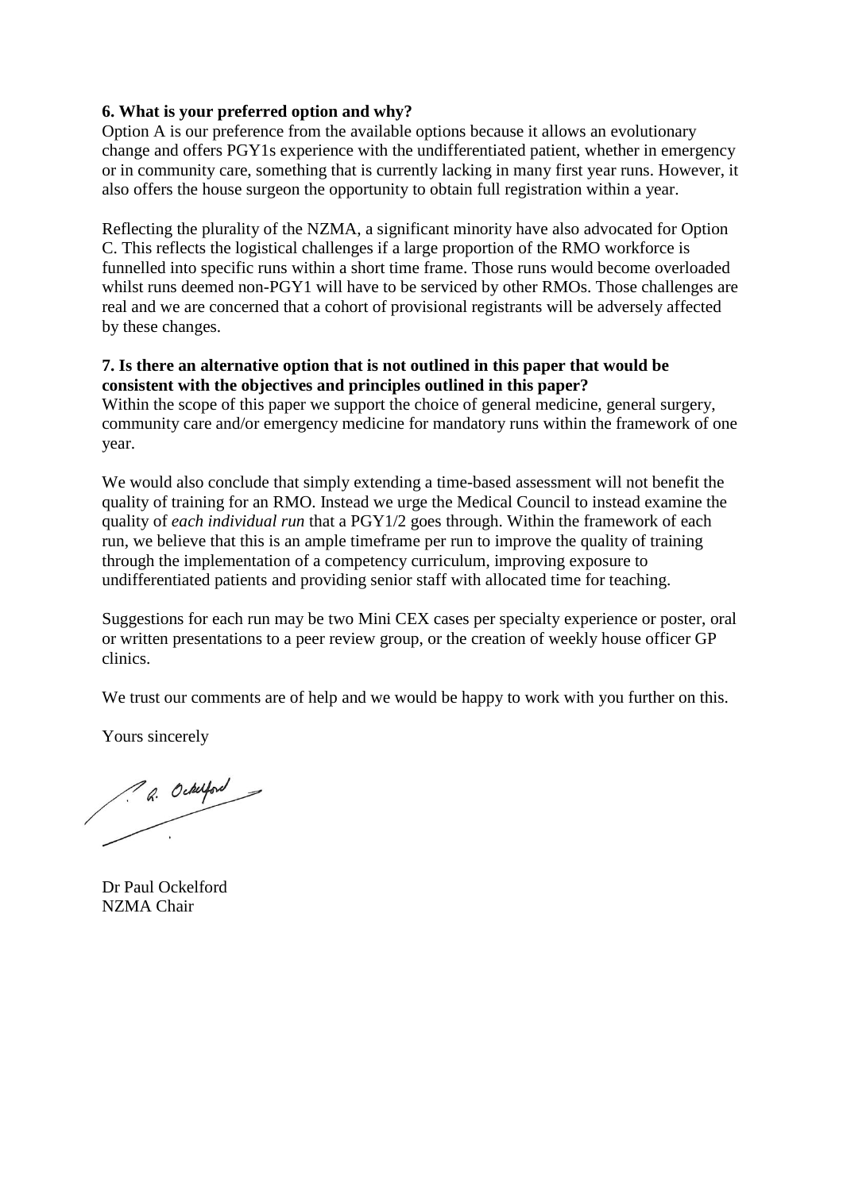**6. What is your preferred option and why?**

Option A is our preference from the available options because it allows an evolutionary change and offers PGY1s experience with the undifferentiated patient, whether in emergency or in community care, something that is currently lacking in many first year runs. However, it also offers the house surgeon the opportunity to obtain full registration within a year.

Reflecting the plurality of the NZMA, a significant minority have also advocated for Option C. This reflects the logistical challenges if a large proportion of the RMO workforce is funnelled into specific runs within a short time frame. Those runs would become overloaded whilst runs deemed non-PGY1 will have to be serviced by other RMOs. Those challenges are real and we are concerned that a cohort of provisional registrants will be adversely affected by these changes.

**7. Is there an alternative option that is not outlined in this paper that would be consistent with the objectives and principles outlined in this paper?**

Within the scope of this paper we support the choice of general medicine, general surgery, community care and/or emergency medicine for mandatory runs within the framework of one year.

We would also conclude that simply extending a time-based assessment will not benefit the quality of training for an RMO. Instead we urge the Medical Council to instead examine the quality of *each individual run* that a PGY1/2 goes through. Within the framework of each run, we believe that this is an ample timeframe per run to improve the quality of training through the implementation of a competency curriculum, improving exposure to undifferentiated patients and providing senior staff with allocated time for teaching.

Suggestions for each run may be two Mini CEX cases per specialty experience or poster, oral or written presentations to a peer review group, or the creation of weekly house officer GP clinics.

We trust our comments are of help and we would be happy to work with you further on this.

Yours sincerely

Dr Paul Ockelford
NZMA Chair